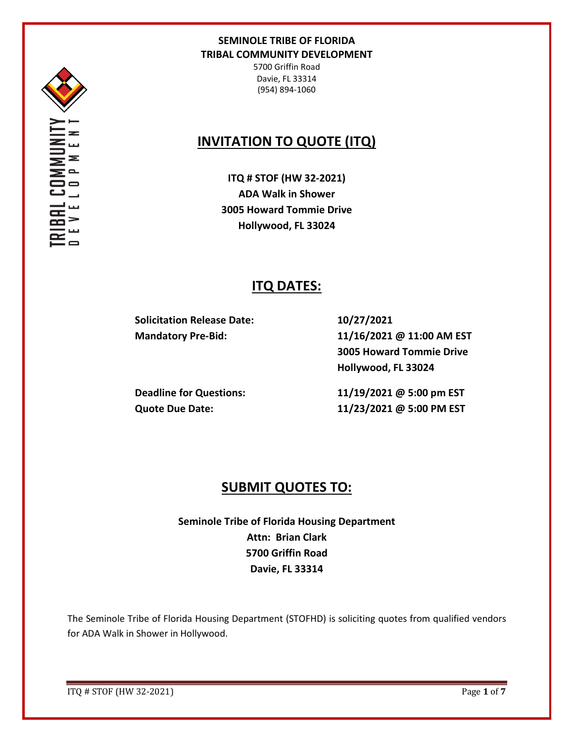**SEMINOLE TRIBE OF FLORIDA**
**TRIBAL COMMUNITY DEVELOPMENT**

5700 Griffin Road
Davie, FL 33314
(954) 894-1060

# INVITATION TO QUOTE (ITQ)

**ITQ # STOF (HW 32-2021)**
**ADA Walk in Shower**
**3005 Howard Tommie Drive**
**Hollywood, FL 33024**

## ITQ DATES:

| | |
|---|---|
| **Solicitation Release Date:** | **10/27/2021** |
| **Mandatory Pre-Bid:** | **11/16/2021 @ 11:00 AM EST**<br>**3005 Howard Tommie Drive**<br>**Hollywood, FL 33024** |
| **Deadline for Questions:** | **11/19/2021 @ 5:00 pm EST** |
| **Quote Due Date:** | **11/23/2021 @ 5:00 PM EST** |

## SUBMIT QUOTES TO:

**Seminole Tribe of Florida Housing Department**
**Attn: Brian Clark**
**5700 Griffin Road**
**Davie, FL 33314**

The Seminole Tribe of Florida Housing Department (STOFHD) is soliciting quotes from qualified vendors for ADA Walk in Shower in Hollywood.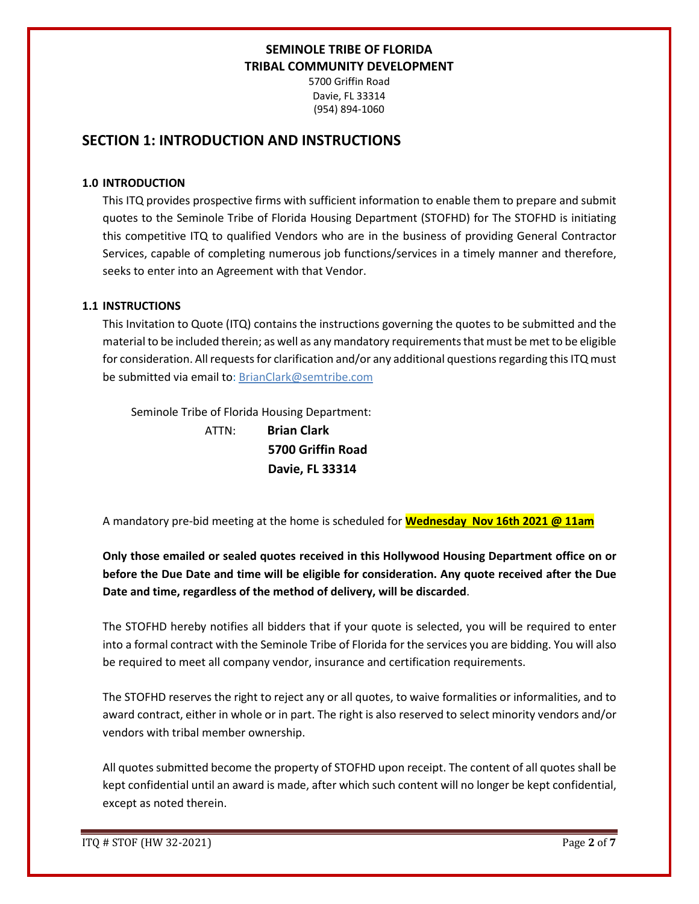**SEMINOLE TRIBE OF FLORIDA**
**TRIBAL COMMUNITY DEVELOPMENT**
5700 Griffin Road
Davie, FL 33314
(954) 894-1060

## SECTION 1: INTRODUCTION AND INSTRUCTIONS

### 1.0 INTRODUCTION

This ITQ provides prospective firms with sufficient information to enable them to prepare and submit quotes to the Seminole Tribe of Florida Housing Department (STOFHD) for The STOFHD is initiating this competitive ITQ to qualified Vendors who are in the business of providing General Contractor Services, capable of completing numerous job functions/services in a timely manner and therefore, seeks to enter into an Agreement with that Vendor.

### 1.1 INSTRUCTIONS

This Invitation to Quote (ITQ) contains the instructions governing the quotes to be submitted and the material to be included therein; as well as any mandatory requirements that must be met to be eligible for consideration. All requests for clarification and/or any additional questions regarding this ITQ must be submitted via email to: BrianClark@semtribe.com

Seminole Tribe of Florida Housing Department:

ATTN: **Brian Clark**
**5700 Griffin Road**
**Davie, FL 33314**

A mandatory pre-bid meeting at the home is scheduled for **Wednesday Nov 16th 2021 @ 11am**

**Only those emailed or sealed quotes received in this Hollywood Housing Department office on or before the Due Date and time will be eligible for consideration. Any quote received after the Due Date and time, regardless of the method of delivery, will be discarded**.

The STOFHD hereby notifies all bidders that if your quote is selected, you will be required to enter into a formal contract with the Seminole Tribe of Florida for the services you are bidding. You will also be required to meet all company vendor, insurance and certification requirements.

The STOFHD reserves the right to reject any or all quotes, to waive formalities or informalities, and to award contract, either in whole or in part. The right is also reserved to select minority vendors and/or vendors with tribal member ownership.

All quotes submitted become the property of STOFHD upon receipt. The content of all quotes shall be kept confidential until an award is made, after which such content will no longer be kept confidential, except as noted therein.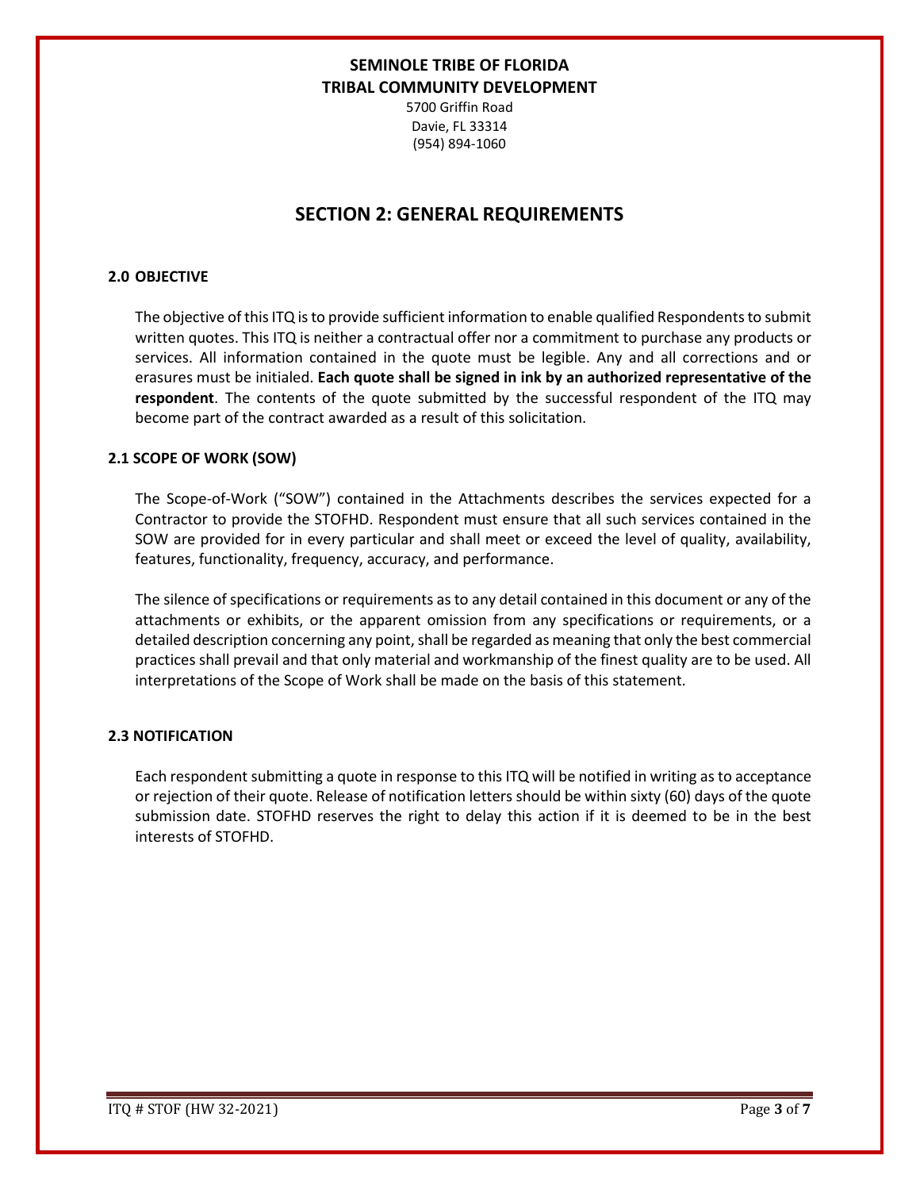**SEMINOLE TRIBE OF FLORIDA**
**TRIBAL COMMUNITY DEVELOPMENT**
5700 Griffin Road
Davie, FL 33314
(954) 894-1060

# SECTION 2: GENERAL REQUIREMENTS

### 2.0 OBJECTIVE

The objective of this ITQ is to provide sufficient information to enable qualified Respondents to submit written quotes. This ITQ is neither a contractual offer nor a commitment to purchase any products or services. All information contained in the quote must be legible. Any and all corrections and or erasures must be initialed. **Each quote shall be signed in ink by an authorized representative of the respondent**. The contents of the quote submitted by the successful respondent of the ITQ may become part of the contract awarded as a result of this solicitation.

### 2.1 SCOPE OF WORK (SOW)

The Scope-of-Work ("SOW") contained in the Attachments describes the services expected for a Contractor to provide the STOFHD. Respondent must ensure that all such services contained in the SOW are provided for in every particular and shall meet or exceed the level of quality, availability, features, functionality, frequency, accuracy, and performance.

The silence of specifications or requirements as to any detail contained in this document or any of the attachments or exhibits, or the apparent omission from any specifications or requirements, or a detailed description concerning any point, shall be regarded as meaning that only the best commercial practices shall prevail and that only material and workmanship of the finest quality are to be used. All interpretations of the Scope of Work shall be made on the basis of this statement.

### 2.3 NOTIFICATION

Each respondent submitting a quote in response to this ITQ will be notified in writing as to acceptance or rejection of their quote. Release of notification letters should be within sixty (60) days of the quote submission date. STOFHD reserves the right to delay this action if it is deemed to be in the best interests of STOFHD.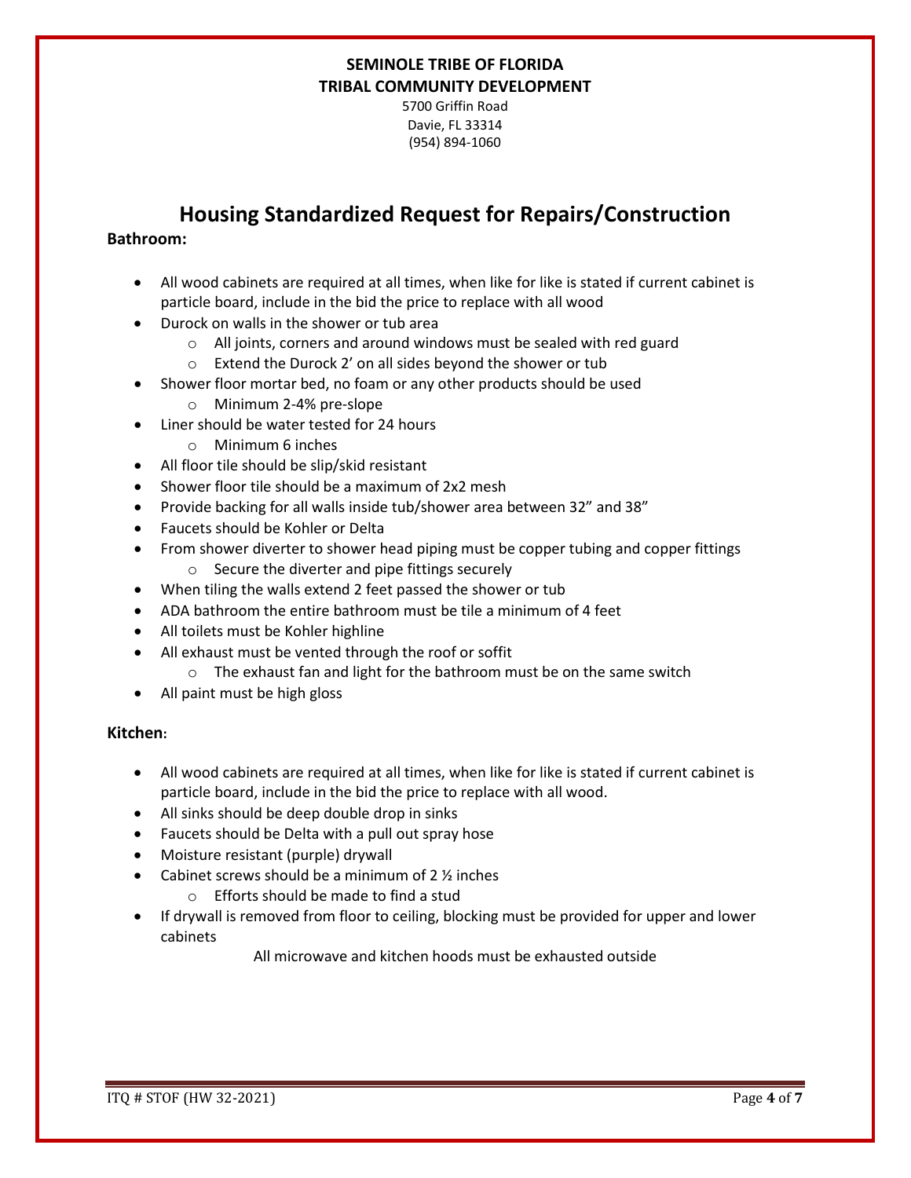**SEMINOLE TRIBE OF FLORIDA**
**TRIBAL COMMUNITY DEVELOPMENT**
5700 Griffin Road
Davie, FL 33314
(954) 894-1060

# Housing Standardized Request for Repairs/Construction

**Bathroom:**

- All wood cabinets are required at all times, when like for like is stated if current cabinet is particle board, include in the bid the price to replace with all wood
- Durock on walls in the shower or tub area
  - All joints, corners and around windows must be sealed with red guard
  - Extend the Durock 2' on all sides beyond the shower or tub
- Shower floor mortar bed, no foam or any other products should be used
  - Minimum 2-4% pre-slope
- Liner should be water tested for 24 hours
  - Minimum 6 inches
- All floor tile should be slip/skid resistant
- Shower floor tile should be a maximum of 2x2 mesh
- Provide backing for all walls inside tub/shower area between 32" and 38"
- Faucets should be Kohler or Delta
- From shower diverter to shower head piping must be copper tubing and copper fittings
  - Secure the diverter and pipe fittings securely
- When tiling the walls extend 2 feet passed the shower or tub
- ADA bathroom the entire bathroom must be tile a minimum of 4 feet
- All toilets must be Kohler highline
- All exhaust must be vented through the roof or soffit
  - The exhaust fan and light for the bathroom must be on the same switch
- All paint must be high gloss

**Kitchen:**

- All wood cabinets are required at all times, when like for like is stated if current cabinet is particle board, include in the bid the price to replace with all wood.
- All sinks should be deep double drop in sinks
- Faucets should be Delta with a pull out spray hose
- Moisture resistant (purple) drywall
- Cabinet screws should be a minimum of 2 ½ inches
  - Efforts should be made to find a stud
- If drywall is removed from floor to ceiling, blocking must be provided for upper and lower cabinets

All microwave and kitchen hoods must be exhausted outside

ITQ # STOF (HW 32-2021)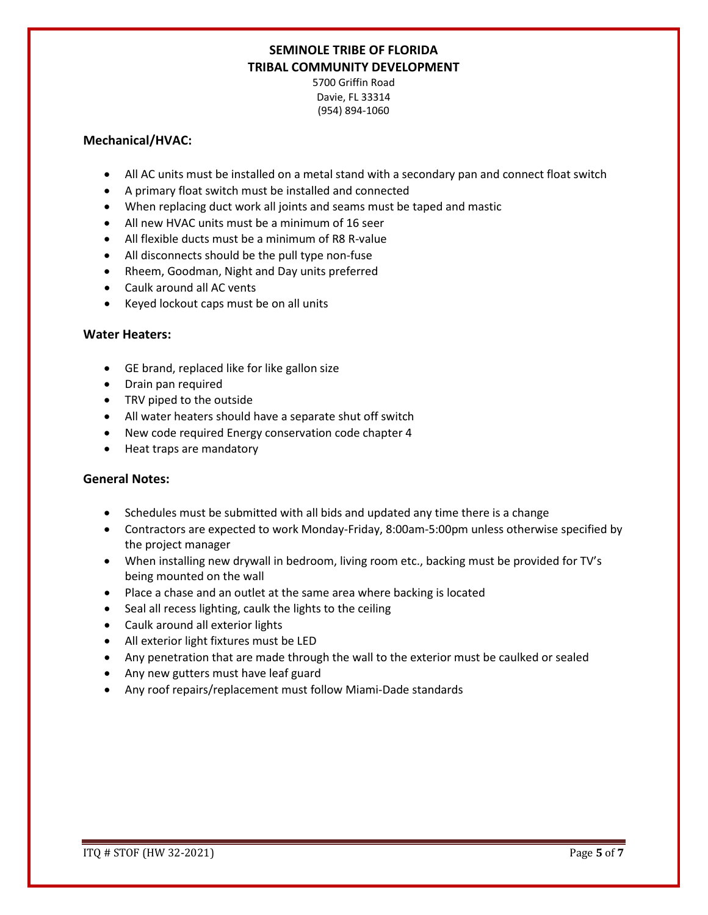**SEMINOLE TRIBE OF FLORIDA**
**TRIBAL COMMUNITY DEVELOPMENT**

5700 Griffin Road
Davie, FL 33314
(954) 894-1060

### Mechanical/HVAC:

- All AC units must be installed on a metal stand with a secondary pan and connect float switch
- A primary float switch must be installed and connected
- When replacing duct work all joints and seams must be taped and mastic
- All new HVAC units must be a minimum of 16 seer
- All flexible ducts must be a minimum of R8 R-value
- All disconnects should be the pull type non-fuse
- Rheem, Goodman, Night and Day units preferred
- Caulk around all AC vents
- Keyed lockout caps must be on all units

### Water Heaters:

- GE brand, replaced like for like gallon size
- Drain pan required
- TRV piped to the outside
- All water heaters should have a separate shut off switch
- New code required Energy conservation code chapter 4
- Heat traps are mandatory

### General Notes:

- Schedules must be submitted with all bids and updated any time there is a change
- Contractors are expected to work Monday-Friday, 8:00am-5:00pm unless otherwise specified by the project manager
- When installing new drywall in bedroom, living room etc., backing must be provided for TV's being mounted on the wall
- Place a chase and an outlet at the same area where backing is located
- Seal all recess lighting, caulk the lights to the ceiling
- Caulk around all exterior lights
- All exterior light fixtures must be LED
- Any penetration that are made through the wall to the exterior must be caulked or sealed
- Any new gutters must have leaf guard
- Any roof repairs/replacement must follow Miami-Dade standards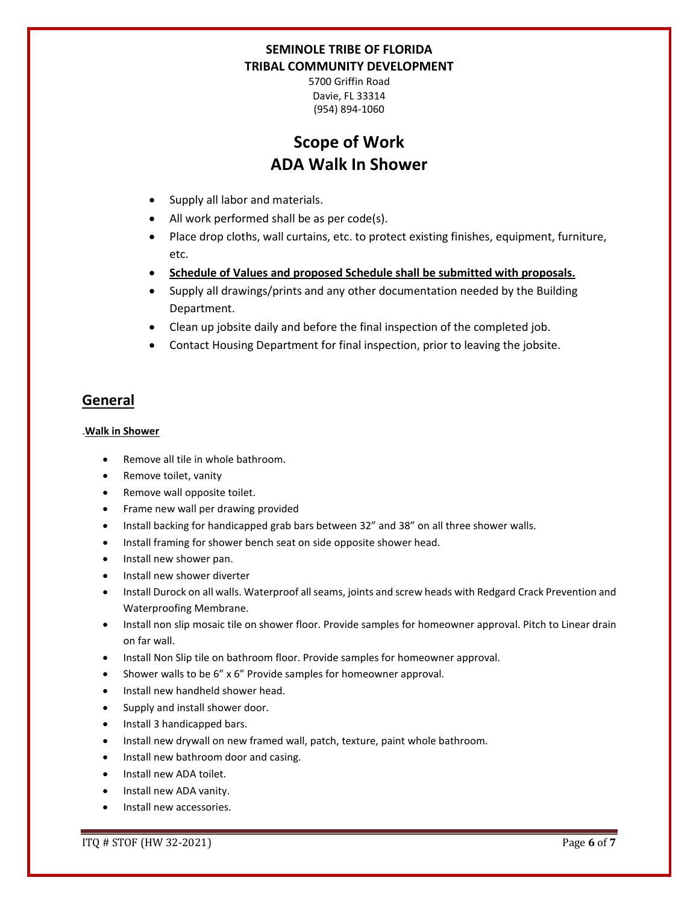**SEMINOLE TRIBE OF FLORIDA**
**TRIBAL COMMUNITY DEVELOPMENT**

5700 Griffin Road
Davie, FL 33314
(954) 894-1060

# Scope of Work
# ADA Walk In Shower

- Supply all labor and materials.
- All work performed shall be as per code(s).
- Place drop cloths, wall curtains, etc. to protect existing finishes, equipment, furniture, etc.
- **Schedule of Values and proposed Schedule shall be submitted with proposals.**
- Supply all drawings/prints and any other documentation needed by the Building Department.
- Clean up jobsite daily and before the final inspection of the completed job.
- Contact Housing Department for final inspection, prior to leaving the jobsite.

## General

.**Walk in Shower**

- Remove all tile in whole bathroom.
- Remove toilet, vanity
- Remove wall opposite toilet.
- Frame new wall per drawing provided
- Install backing for handicapped grab bars between 32" and 38" on all three shower walls.
- Install framing for shower bench seat on side opposite shower head.
- Install new shower pan.
- Install new shower diverter
- Install Durock on all walls. Waterproof all seams, joints and screw heads with Redgard Crack Prevention and Waterproofing Membrane.
- Install non slip mosaic tile on shower floor. Provide samples for homeowner approval. Pitch to Linear drain on far wall.
- Install Non Slip tile on bathroom floor. Provide samples for homeowner approval.
- Shower walls to be 6" x 6" Provide samples for homeowner approval.
- Install new handheld shower head.
- Supply and install shower door.
- Install 3 handicapped bars.
- Install new drywall on new framed wall, patch, texture, paint whole bathroom.
- Install new bathroom door and casing.
- Install new ADA toilet.
- Install new ADA vanity.
- Install new accessories.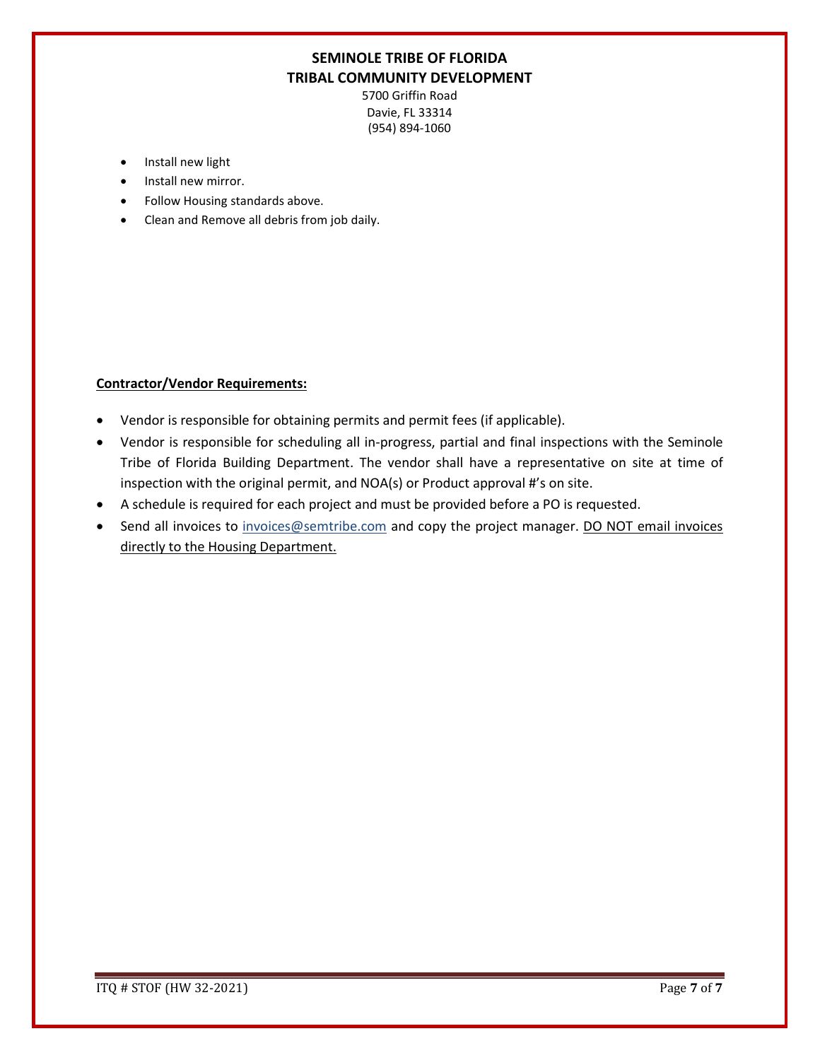- Install new light
- Install new mirror.
- Follow Housing standards above.
- Clean and Remove all debris from job daily.

**Contractor/Vendor Requirements:**

- Vendor is responsible for obtaining permits and permit fees (if applicable).
- Vendor is responsible for scheduling all in-progress, partial and final inspections with the Seminole Tribe of Florida Building Department. The vendor shall have a representative on site at time of inspection with the original permit, and NOA(s) or Product approval #'s on site.
- A schedule is required for each project and must be provided before a PO is requested.
- Send all invoices to invoices@semtribe.com and copy the project manager. DO NOT email invoices directly to the Housing Department.